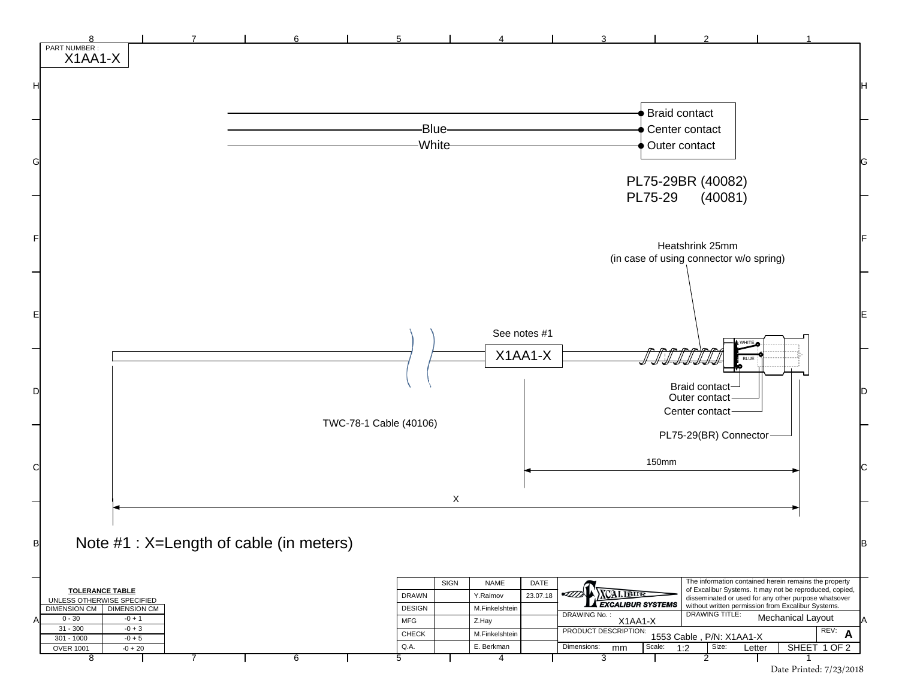PART NUMBER :
X1AA1-X

- Braid contact
- Blue — Center contact
- White — Outer contact

PL75-29BR (40082)
PL75-29 (40081)

Heatshrink 25mm
(in case of using connector w/o spring)

See notes #1

X1AA1-X

WHITE
BLUE

Braid contact
Outer contact
Center contact
PL75-29(BR) Connector

TWC-78-1 Cable (40106)

150mm

X

Note #1 : X=Length of cable (in meters)

**TOLERANCE TABLE**
UNLESS OTHERWISE SPECIFIED

| DIMENSION CM | DIMENSION CM |
| --- | --- |
| 0 - 30 | -0 + 1 |
| 31 - 300 | -0 + 3 |
| 301 - 1000 | -0 + 5 |
| OVER 1001 | -0 + 20 |

| | SIGN | NAME | DATE |
| --- | --- | --- | --- |
| DRAWN | | Y.Raimov | 23.07.18 |
| DESIGN | | M.Finkelshtein | |
| MFG | | Z.Hay | |
| CHECK | | M.Finkelshtein | |
| Q.A. | | E. Berkman | |

EXCALIBUR SYSTEMS

The information contained herein remains the property of Excalibur Systems. It may not be reproduced, copied, disseminated or used for any other purpose whatsoever without written permission from Excalibur Systems.

DRAWING No. : X1AA1-X
DRAWING TITLE: Mechanical Layout
PRODUCT DESCRIPTION: 1553 Cable , P/N: X1AA1-X
REV: A
Dimensions: mm | Scale: 1:2 | Size: Letter | SHEET 1 OF 2

Date Printed: 7/23/2018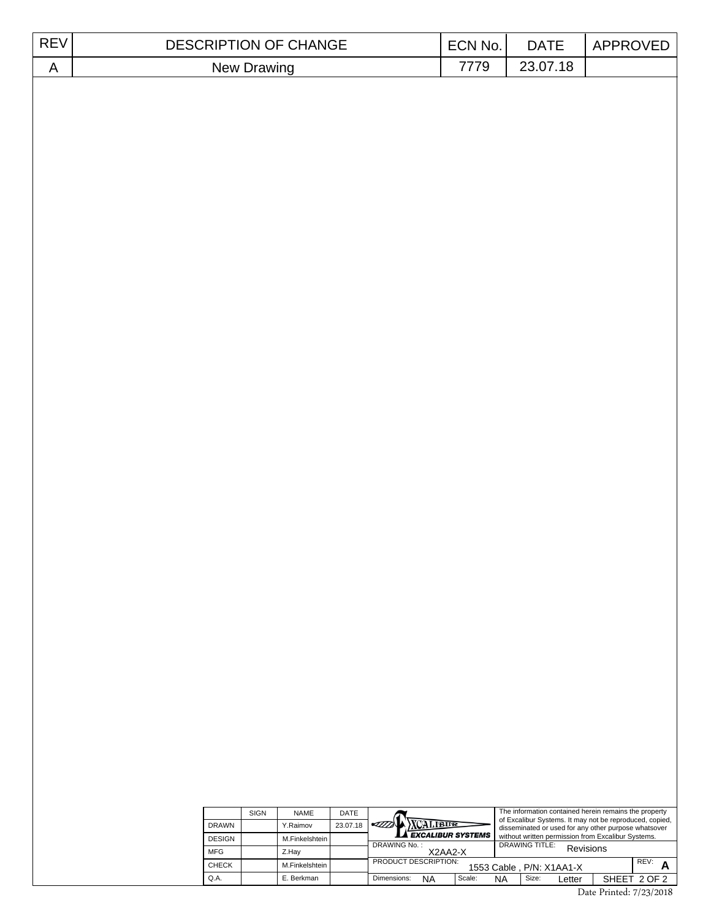| REV | DESCRIPTION OF CHANGE | ECN No. | DATE | APPROVED |
| --- | --- | --- | --- | --- |
| A | New Drawing | 7779 | 23.07.18 | |

| | SIGN | NAME | DATE |
| --- | --- | --- | --- |
| DRAWN | | Y.Raimov | 23.07.18 |
| DESIGN | | M.Finkelshtein | |
| MFG | | Z.Hay | |
| CHECK | | M.Finkelshtein | |
| Q.A. | | E. Berkman | |

EXCALIBUR SYSTEMS

The information contained herein remains the property of Excalibur Systems. It may not be reproduced, copied, disseminated or used for any other purpose whatsover without written permission from Excalibur Systems.

| | | | | | |
| --- | --- | --- | --- | --- | --- |
| DRAWING No. : X2AA2-X | | | DRAWING TITLE: Revisions | | |
| PRODUCT DESCRIPTION: 1553 Cable , P/N: X1AA1-X | | | | | REV: **A** |
| Dimensions: NA | Scale: NA | | Size: Letter | SHEET 2 OF 2 | |

Date Printed: 7/23/2018